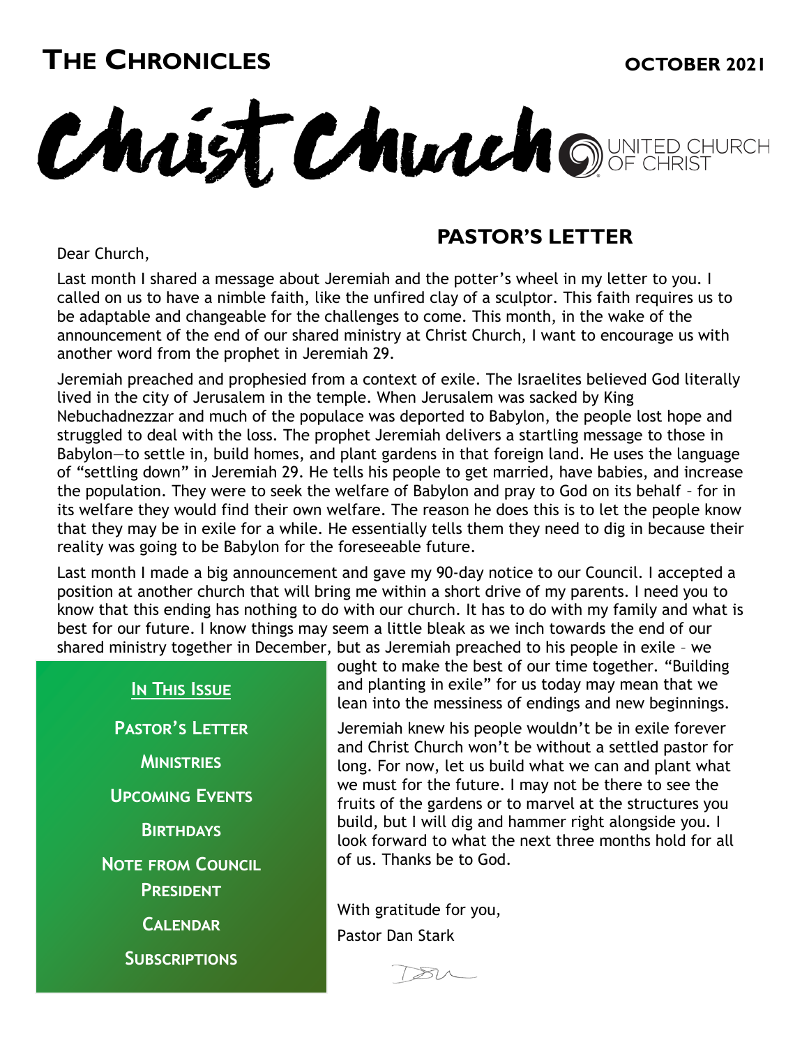# THE CHRONICLES

**OCTOBER 2021**

Christ Church UNITED CHURCH OF CHRIST

## PASTOR'S LETTER

Dear Church,

Last month I shared a message about Jeremiah and the potter's wheel in my letter to you. I called on us to have a nimble faith, like the unfired clay of a sculptor. This faith requires us to be adaptable and changeable for the challenges to come. This month, in the wake of the announcement of the end of our shared ministry at Christ Church, I want to encourage us with another word from the prophet in Jeremiah 29.

Jeremiah preached and prophesied from a context of exile. The Israelites believed God literally lived in the city of Jerusalem in the temple. When Jerusalem was sacked by King Nebuchadnezzar and much of the populace was deported to Babylon, the people lost hope and struggled to deal with the loss. The prophet Jeremiah delivers a startling message to those in Babylon—to settle in, build homes, and plant gardens in that foreign land. He uses the language of "settling down" in Jeremiah 29. He tells his people to get married, have babies, and increase the population. They were to seek the welfare of Babylon and pray to God on its behalf – for in its welfare they would find their own welfare. The reason he does this is to let the people know that they may be in exile for a while. He essentially tells them they need to dig in because their reality was going to be Babylon for the foreseeable future.

Last month I made a big announcement and gave my 90-day notice to our Council. I accepted a position at another church that will bring me within a short drive of my parents. I need you to know that this ending has nothing to do with our church. It has to do with my family and what is best for our future. I know things may seem a little bleak as we inch towards the end of our shared ministry together in December, but as Jeremiah preached to his people in exile – we ought to make the best of our time together. "Building and planting in exile" for us today may mean that we lean into the messiness of endings and new beginnings.

Jeremiah knew his people wouldn't be in exile forever and Christ Church won't be without a settled pastor for long. For now, let us build what we can and plant what we must for the future. I may not be there to see the fruits of the gardens or to marvel at the structures you build, but I will dig and hammer right alongside you. I look forward to what the next three months hold for all of us. Thanks be to God.

With gratitude for you,

Pastor Dan Stark

---

**IN THIS ISSUE**

- PASTOR'S LETTER
- MINISTRIES
- UPCOMING EVENTS
- BIRTHDAYS
- NOTE FROM COUNCIL PRESIDENT
- CALENDAR
- SUBSCRIPTIONS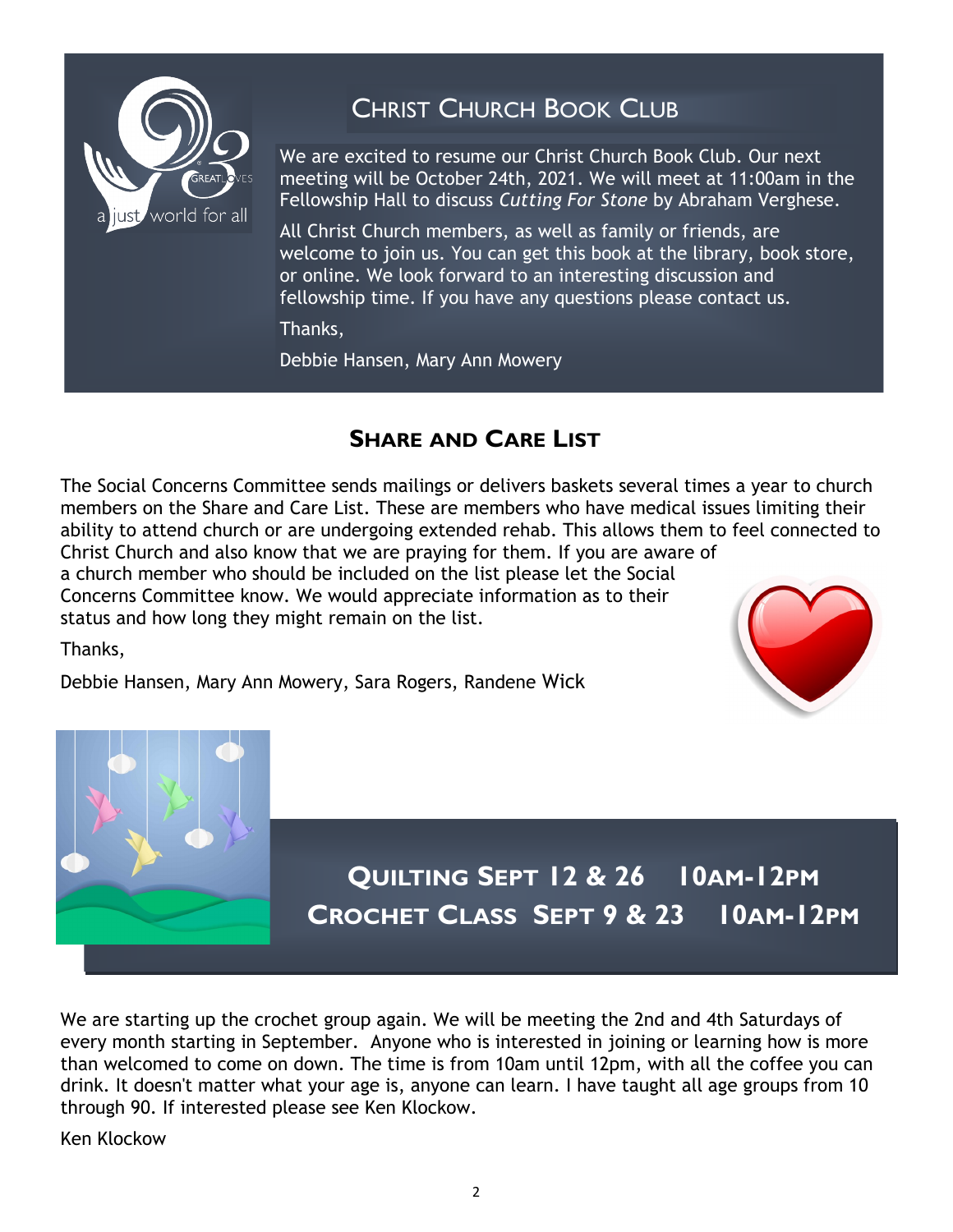## Christ Church Book Club

We are excited to resume our Christ Church Book Club. Our next meeting will be October 24th, 2021. We will meet at 11:00am in the Fellowship Hall to discuss *Cutting For Stone* by Abraham Verghese.

All Christ Church members, as well as family or friends, are welcome to join us. You can get this book at the library, book store, or online. We look forward to an interesting discussion and fellowship time. If you have any questions please contact us.

Thanks,

Debbie Hansen, Mary Ann Mowery

## Share and Care List

The Social Concerns Committee sends mailings or delivers baskets several times a year to church members on the Share and Care List. These are members who have medical issues limiting their ability to attend church or are undergoing extended rehab. This allows them to feel connected to Christ Church and also know that we are praying for them. If you are aware of a church member who should be included on the list please let the Social Concerns Committee know. We would appreciate information as to their status and how long they might remain on the list.

Thanks,

Debbie Hansen, Mary Ann Mowery, Sara Rogers, Randene Wick

## Quilting Sept 12 & 26 10am-12pm
## Crochet Class Sept 9 & 23 10am-12pm

We are starting up the crochet group again. We will be meeting the 2nd and 4th Saturdays of every month starting in September. Anyone who is interested in joining or learning how is more than welcomed to come on down. The time is from 10am until 12pm, with all the coffee you can drink. It doesn't matter what your age is, anyone can learn. I have taught all age groups from 10 through 90. If interested please see Ken Klockow.

Ken Klockow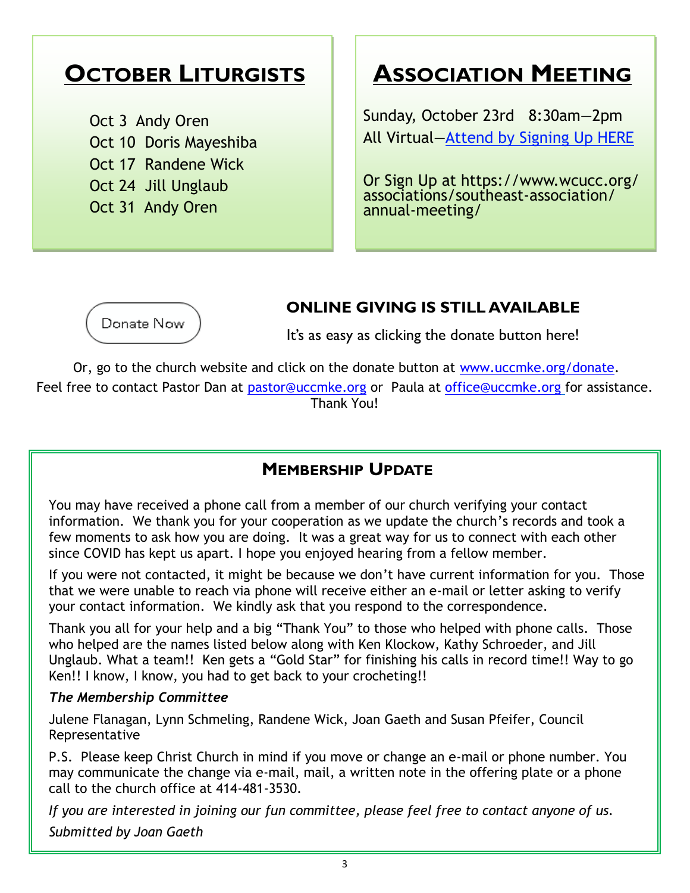## October Liturgists

Oct 3  Andy Oren
Oct 10  Doris Mayeshiba
Oct 17  Randene Wick
Oct 24  Jill Unglaub
Oct 31  Andy Oren

## Association Meeting

Sunday, October 23rd   8:30am—2pm
All Virtual—Attend by Signing Up HERE

Or Sign Up at https://www.wcucc.org/associations/southeast-association/annual-meeting/

Donate Now

### ONLINE GIVING IS STILL AVAILABLE

It's as easy as clicking the donate button here!

Or, go to the church website and click on the donate button at www.uccmke.org/donate.
Feel free to contact Pastor Dan at pastor@uccmke.org or Paula at office@uccmke.org for assistance.
Thank You!

## Membership Update

You may have received a phone call from a member of our church verifying your contact information. We thank you for your cooperation as we update the church's records and took a few moments to ask how you are doing. It was a great way for us to connect with each other since COVID has kept us apart. I hope you enjoyed hearing from a fellow member.

If you were not contacted, it might be because we don't have current information for you. Those that we were unable to reach via phone will receive either an e-mail or letter asking to verify your contact information. We kindly ask that you respond to the correspondence.

Thank you all for your help and a big "Thank You" to those who helped with phone calls. Those who helped are the names listed below along with Ken Klockow, Kathy Schroeder, and Jill Unglaub. What a team!! Ken gets a "Gold Star" for finishing his calls in record time!! Way to go Ken!! I know, I know, you had to get back to your crocheting!!

*The Membership Committee*

Julene Flanagan, Lynn Schmeling, Randene Wick, Joan Gaeth and Susan Pfeifer, Council Representative

P.S. Please keep Christ Church in mind if you move or change an e-mail or phone number. You may communicate the change via e-mail, mail, a written note in the offering plate or a phone call to the church office at 414-481-3530.

*If you are interested in joining our fun committee, please feel free to contact anyone of us.*

*Submitted by Joan Gaeth*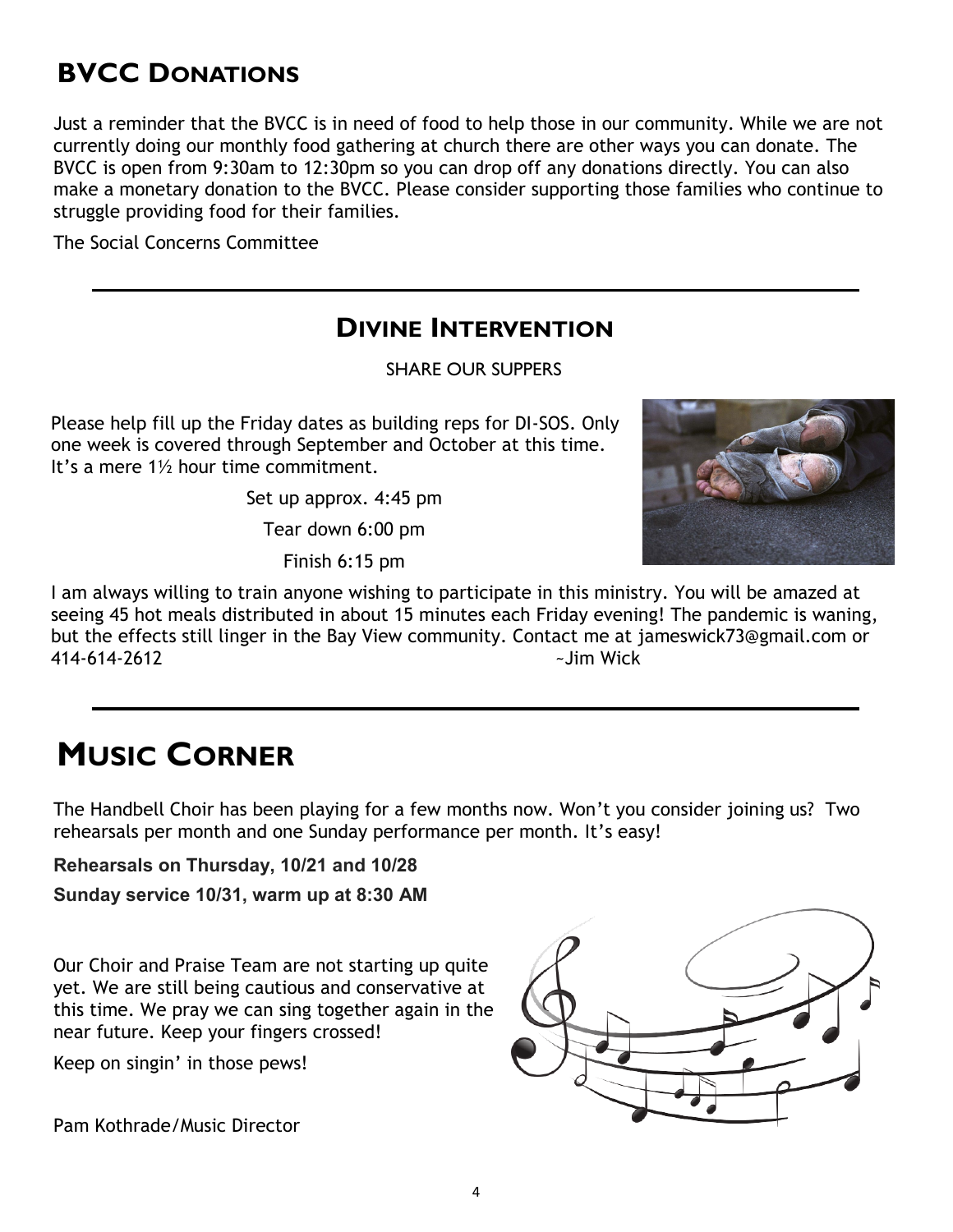## BVCC Donations

Just a reminder that the BVCC is in need of food to help those in our community. While we are not currently doing our monthly food gathering at church there are other ways you can donate. The BVCC is open from 9:30am to 12:30pm so you can drop off any donations directly. You can also make a monetary donation to the BVCC. Please consider supporting those families who continue to struggle providing food for their families.

The Social Concerns Committee

---

## Divine Intervention

SHARE OUR SUPPERS

Please help fill up the Friday dates as building reps for DI-SOS. Only one week is covered through September and October at this time. It's a mere 1½ hour time commitment.

Set up approx. 4:45 pm

Tear down 6:00 pm

Finish 6:15 pm

I am always willing to train anyone wishing to participate in this ministry. You will be amazed at seeing 45 hot meals distributed in about 15 minutes each Friday evening! The pandemic is waning, but the effects still linger in the Bay View community. Contact me at jameswick73@gmail.com or 414-614-2612

~Jim Wick

---

## Music Corner

The Handbell Choir has been playing for a few months now. Won't you consider joining us? Two rehearsals per month and one Sunday performance per month. It's easy!

**Rehearsals on Thursday, 10/21 and 10/28**

**Sunday service 10/31, warm up at 8:30 AM**

Our Choir and Praise Team are not starting up quite yet. We are still being cautious and conservative at this time. We pray we can sing together again in the near future. Keep your fingers crossed!

Keep on singin' in those pews!

Pam Kothrade/Music Director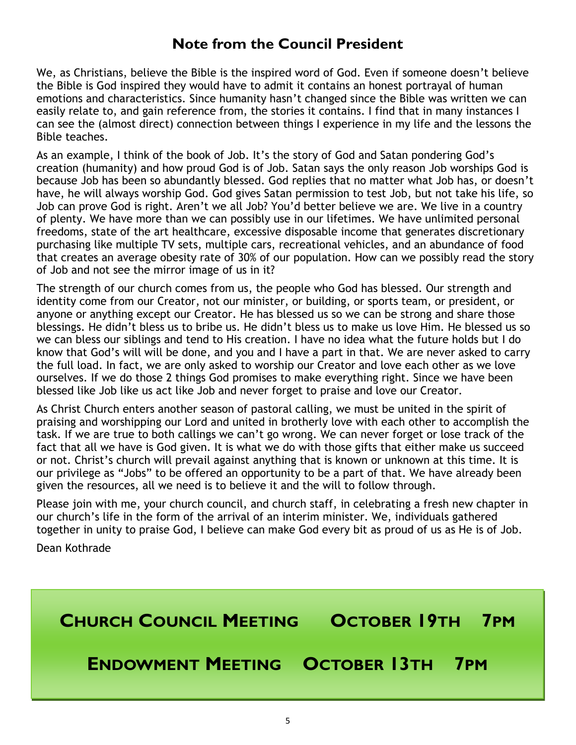## Note from the Council President

We, as Christians, believe the Bible is the inspired word of God. Even if someone doesn't believe the Bible is God inspired they would have to admit it contains an honest portrayal of human emotions and characteristics. Since humanity hasn't changed since the Bible was written we can easily relate to, and gain reference from, the stories it contains. I find that in many instances I can see the (almost direct) connection between things I experience in my life and the lessons the Bible teaches.

As an example, I think of the book of Job. It's the story of God and Satan pondering God's creation (humanity) and how proud God is of Job. Satan says the only reason Job worships God is because Job has been so abundantly blessed. God replies that no matter what Job has, or doesn't have, he will always worship God. God gives Satan permission to test Job, but not take his life, so Job can prove God is right. Aren't we all Job? You'd better believe we are. We live in a country of plenty. We have more than we can possibly use in our lifetimes. We have unlimited personal freedoms, state of the art healthcare, excessive disposable income that generates discretionary purchasing like multiple TV sets, multiple cars, recreational vehicles, and an abundance of food that creates an average obesity rate of 30% of our population. How can we possibly read the story of Job and not see the mirror image of us in it?

The strength of our church comes from us, the people who God has blessed. Our strength and identity come from our Creator, not our minister, or building, or sports team, or president, or anyone or anything except our Creator. He has blessed us so we can be strong and share those blessings. He didn't bless us to bribe us. He didn't bless us to make us love Him. He blessed us so we can bless our siblings and tend to His creation. I have no idea what the future holds but I do know that God's will will be done, and you and I have a part in that. We are never asked to carry the full load. In fact, we are only asked to worship our Creator and love each other as we love ourselves. If we do those 2 things God promises to make everything right. Since we have been blessed like Job like us act like Job and never forget to praise and love our Creator.

As Christ Church enters another season of pastoral calling, we must be united in the spirit of praising and worshipping our Lord and united in brotherly love with each other to accomplish the task. If we are true to both callings we can't go wrong. We can never forget or lose track of the fact that all we have is God given. It is what we do with those gifts that either make us succeed or not. Christ's church will prevail against anything that is known or unknown at this time. It is our privilege as "Jobs" to be offered an opportunity to be a part of that. We have already been given the resources, all we need is to believe it and the will to follow through.

Please join with me, your church council, and church staff, in celebrating a fresh new chapter in our church's life in the form of the arrival of an interim minister. We, individuals gathered together in unity to praise God, I believe can make God every bit as proud of us as He is of Job.

Dean Kothrade

**CHURCH COUNCIL MEETING OCTOBER 19TH 7PM**

**ENDOWMENT MEETING OCTOBER 13TH 7PM**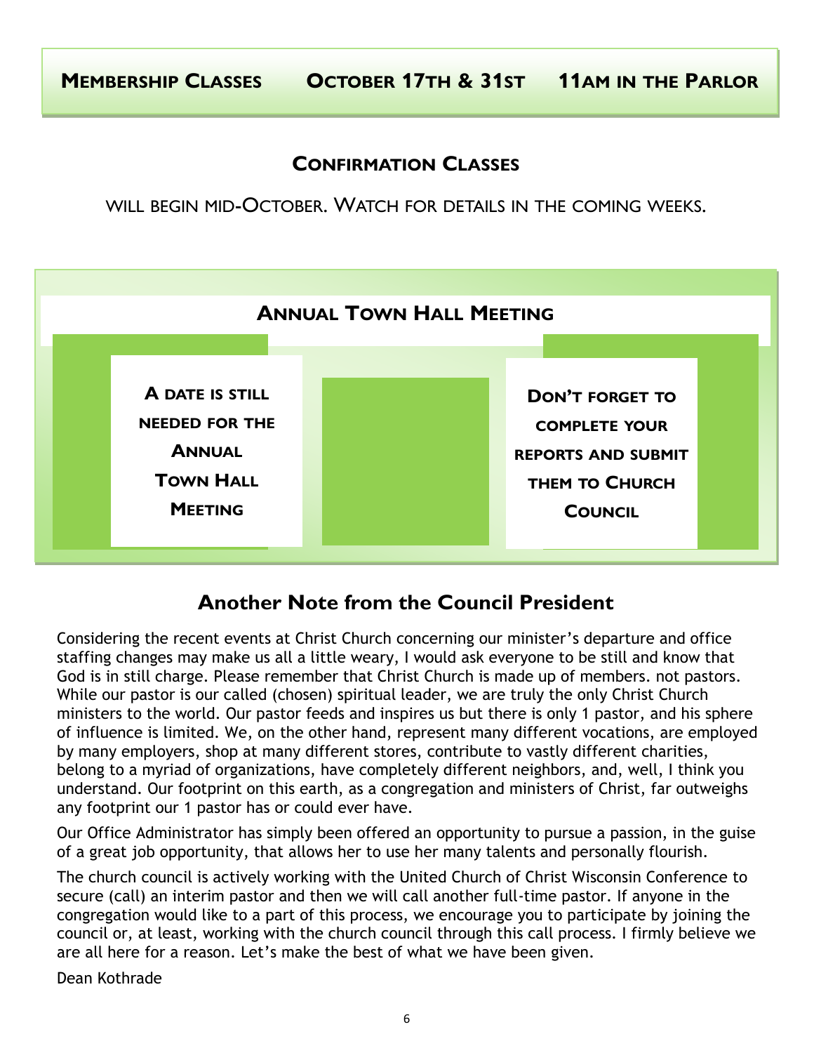**Membership Classes October 17th & 31st 11am in the Parlor**

## Confirmation Classes

will begin mid-October. Watch for details in the coming weeks.

## Annual Town Hall Meeting

**A date is still needed for the Annual Town Hall Meeting**

**Don't forget to complete your reports and submit them to Church Council**

## Another Note from the Council President

Considering the recent events at Christ Church concerning our minister's departure and office staffing changes may make us all a little weary, I would ask everyone to be still and know that God is in still charge. Please remember that Christ Church is made up of members. not pastors. While our pastor is our called (chosen) spiritual leader, we are truly the only Christ Church ministers to the world. Our pastor feeds and inspires us but there is only 1 pastor, and his sphere of influence is limited. We, on the other hand, represent many different vocations, are employed by many employers, shop at many different stores, contribute to vastly different charities, belong to a myriad of organizations, have completely different neighbors, and, well, I think you understand. Our footprint on this earth, as a congregation and ministers of Christ, far outweighs any footprint our 1 pastor has or could ever have.

Our Office Administrator has simply been offered an opportunity to pursue a passion, in the guise of a great job opportunity, that allows her to use her many talents and personally flourish.

The church council is actively working with the United Church of Christ Wisconsin Conference to secure (call) an interim pastor and then we will call another full-time pastor. If anyone in the congregation would like to a part of this process, we encourage you to participate by joining the council or, at least, working with the church council through this call process. I firmly believe we are all here for a reason. Let's make the best of what we have been given.

Dean Kothrade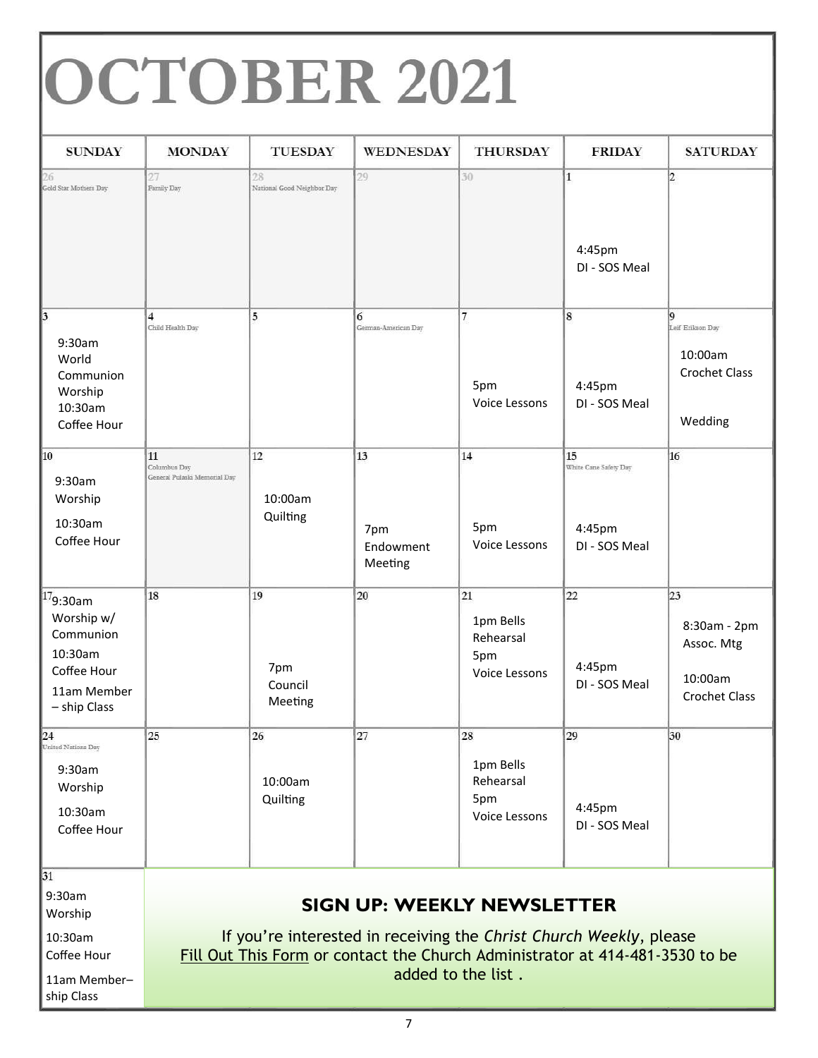# OCTOBER 2021

| SUNDAY | MONDAY | TUESDAY | WEDNESDAY | THURSDAY | FRIDAY | SATURDAY |
|---|---|---|---|---|---|---|
| 26 Gold Star Mothers Day | 27 Family Day | 28 National Good Neighbor Day | 29 | 30 | 1 4:45pm DI - SOS Meal | 2 |
| 3 9:30am World Communion Worship 10:30am Coffee Hour | 4 Child Health Day | 5 | 6 German-American Day | 7 5pm Voice Lessons | 8 4:45pm DI - SOS Meal | 9 Leif Erikson Day 10:00am Crochet Class Wedding |
| 10 9:30am Worship 10:30am Coffee Hour | 11 Columbus Day General Pulaski Memorial Day | 12 10:00am Quilting | 13 7pm Endowment Meeting | 14 5pm Voice Lessons | 15 White Cane Safety Day 4:45pm DI - SOS Meal | 16 |
| 17 9:30am Worship w/ Communion 10:30am Coffee Hour 11am Member – ship Class | 18 | 19 7pm Council Meeting | 20 | 21 1pm Bells Rehearsal 5pm Voice Lessons | 22 4:45pm DI - SOS Meal | 23 8:30am - 2pm Assoc. Mtg 10:00am Crochet Class |
| 24 United Nations Day 9:30am Worship 10:30am Coffee Hour | 25 | 26 10:00am Quilting | 27 | 28 1pm Bells Rehearsal 5pm Voice Lessons | 29 4:45pm DI - SOS Meal | 30 |
| 31 9:30am Worship 10:30am Coffee Hour 11am Member– ship Class | | | | | | |

## SIGN UP: WEEKLY NEWSLETTER

If you're interested in receiving the *Christ Church Weekly*, please Fill Out This Form or contact the Church Administrator at 414-481-3530 to be added to the list .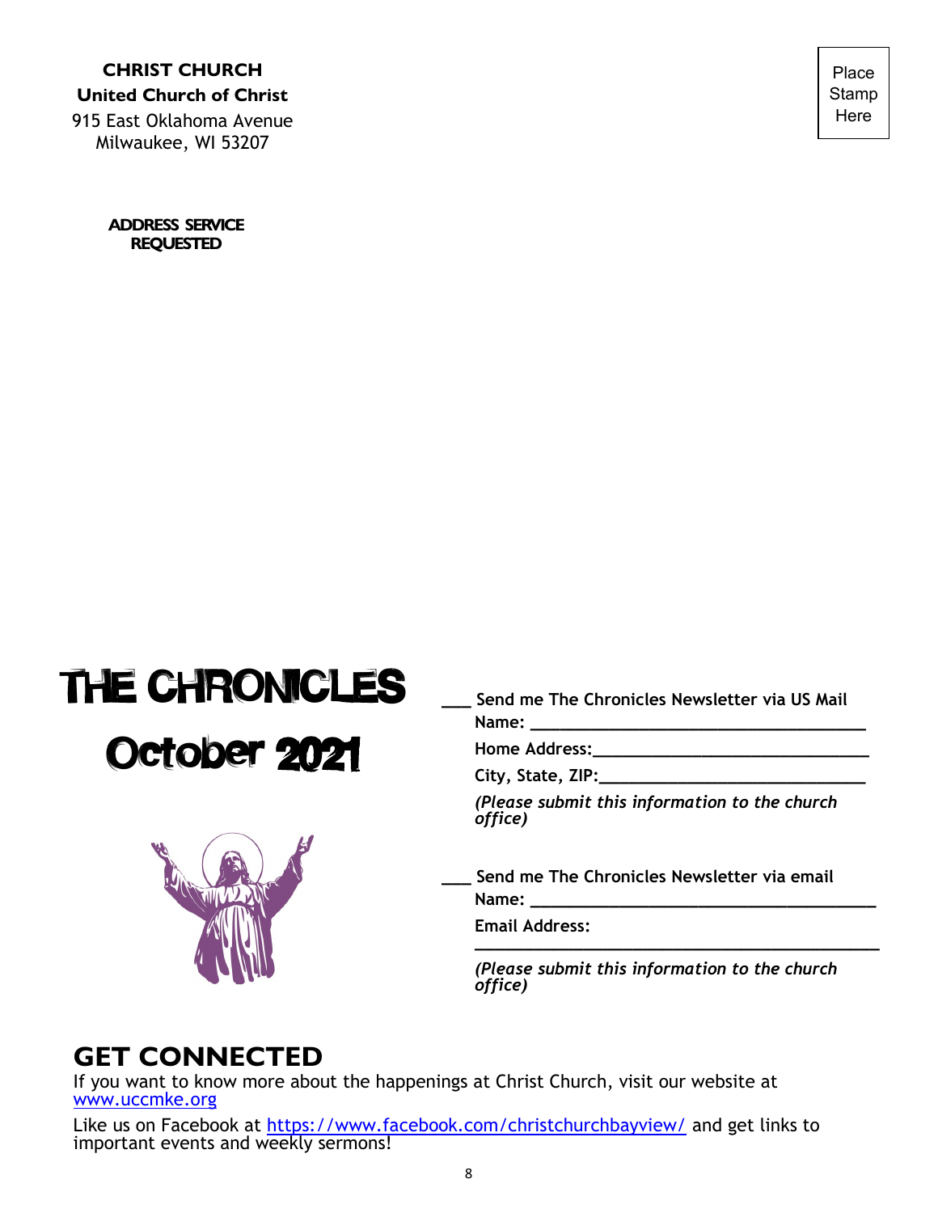**CHRIST CHURCH**
**United Church of Christ**
915 East Oklahoma Avenue
Milwaukee, WI 53207

Place Stamp Here

**ADDRESS SERVICE REQUESTED**

# THE CHRONICLES

# October 2021

___ **Send me The Chronicles Newsletter via US Mail**
**Name:** ___________________________________
**Home Address:**___________________________
**City, State, ZIP:**__________________________
*(Please submit this information to the church office)*

___ **Send me The Chronicles Newsletter via email**
**Name:** ___________________________________
**Email Address:** ___________________________________
*(Please submit this information to the church office)*

## GET CONNECTED

If you want to know more about the happenings at Christ Church, visit our website at www.uccmke.org

Like us on Facebook at https://www.facebook.com/christchurchbayview/ and get links to important events and weekly sermons!